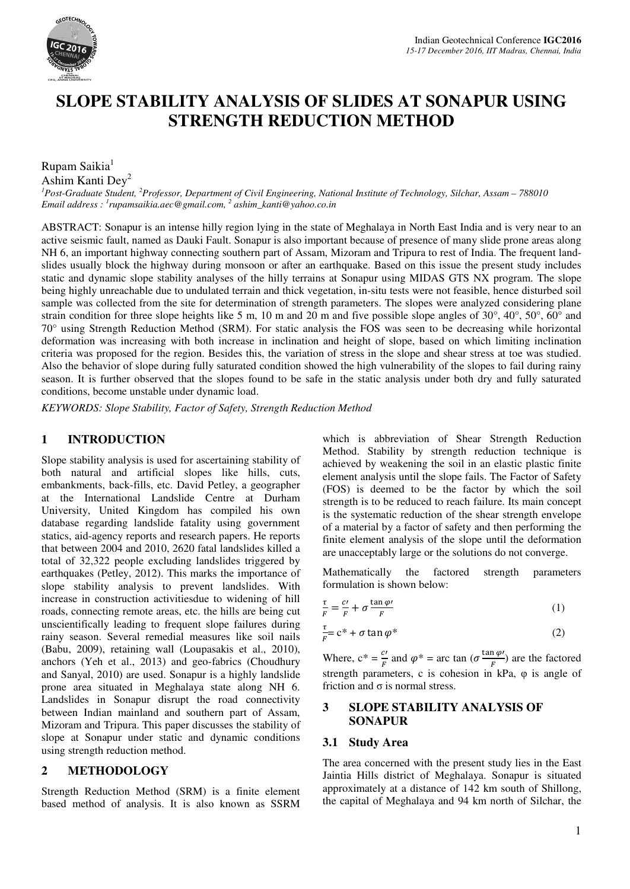# SLOPE STABILITY ANALYSIS OF SLIDES AT SONAPUR USING STRENGTH REDUCTION METHOD

Rupam Saikia[1]
Ashim Kanti Dey[2]

*[1]Post-Graduate Student, [2]Professor, Department of Civil Engineering, National Institute of Technology, Silchar, Assam – 788010*
*Email address : [1]rupamsaikia.aec@gmail.com, [2] ashim_kanti@yahoo.co.in*

ABSTRACT: Sonapur is an intense hilly region lying in the state of Meghalaya in North East India and is very near to an active seismic fault, named as Dauki Fault. Sonapur is also important because of presence of many slide prone areas along NH 6, an important highway connecting southern part of Assam, Mizoram and Tripura to rest of India. The frequent landslides usually block the highway during monsoon or after an earthquake. Based on this issue the present study includes static and dynamic slope stability analyses of the hilly terrains at Sonapur using MIDAS GTS NX program. The slope being highly unreachable due to undulated terrain and thick vegetation, in-situ tests were not feasible, hence disturbed soil sample was collected from the site for determination of strength parameters. The slopes were analyzed considering plane strain condition for three slope heights like 5 m, 10 m and 20 m and five possible slope angles of 30°, 40°, 50°, 60° and 70° using Strength Reduction Method (SRM). For static analysis the FOS was seen to be decreasing while horizontal deformation was increasing with both increase in inclination and height of slope, based on which limiting inclination criteria was proposed for the region. Besides this, the variation of stress in the slope and shear stress at toe was studied. Also the behavior of slope during fully saturated condition showed the high vulnerability of the slopes to fail during rainy season. It is further observed that the slopes found to be safe in the static analysis under both dry and fully saturated conditions, become unstable under dynamic load.

*KEYWORDS: Slope Stability, Factor of Safety, Strength Reduction Method*

## 1 INTRODUCTION

Slope stability analysis is used for ascertaining stability of both natural and artificial slopes like hills, cuts, embankments, back-fills, etc. David Petley, a geographer at the International Landslide Centre at Durham University, United Kingdom has compiled his own database regarding landslide fatality using government statics, aid-agency reports and research papers. He reports that between 2004 and 2010, 2620 fatal landslides killed a total of 32,322 people excluding landslides triggered by earthquakes (Petley, 2012). This marks the importance of slope stability analysis to prevent landslides. With increase in construction activitiesdue to widening of hill roads, connecting remote areas, etc. the hills are being cut unscientifically leading to frequent slope failures during rainy season. Several remedial measures like soil nails (Babu, 2009), retaining wall (Loupasakis et al., 2010), anchors (Yeh et al., 2013) and geo-fabrics (Choudhury and Sanyal, 2010) are used. Sonapur is a highly landslide prone area situated in Meghalaya state along NH 6. Landslides in Sonapur disrupt the road connectivity between Indian mainland and southern part of Assam, Mizoram and Tripura. This paper discusses the stability of slope at Sonapur under static and dynamic conditions using strength reduction method.

## 2 METHODOLOGY

Strength Reduction Method (SRM) is a finite element based method of analysis. It is also known as SSRM which is abbreviation of Shear Strength Reduction Method. Stability by strength reduction technique is achieved by weakening the soil in an elastic plastic finite element analysis until the slope fails. The Factor of Safety (FOS) is deemed to be the factor by which the soil strength is to be reduced to reach failure. Its main concept is the systematic reduction of the shear strength envelope of a material by a factor of safety and then performing the finite element analysis of the slope until the deformation are unacceptably large or the solutions do not converge.

Mathematically the factored strength parameters formulation is shown below:

$$\frac{\tau}{F} = \frac{c'}{F} + \sigma\,\frac{\tan\varphi'}{F} \tag{1}$$

$$\frac{\tau}{F} = c^{*} + \sigma\tan\varphi^{*} \tag{2}$$

Where, $c^{*} = \frac{c'}{F}$ and $\varphi^{*} = \arctan\left(\sigma\frac{\tan\varphi'}{F}\right)$ are the factored strength parameters, c is cohesion in kPa, φ is angle of friction and σ is normal stress.

## 3 SLOPE STABILITY ANALYSIS OF SONAPUR

### 3.1 Study Area

The area concerned with the present study lies in the East Jaintia Hills district of Meghalaya. Sonapur is situated approximately at a distance of 142 km south of Shillong, the capital of Meghalaya and 94 km north of Silchar, the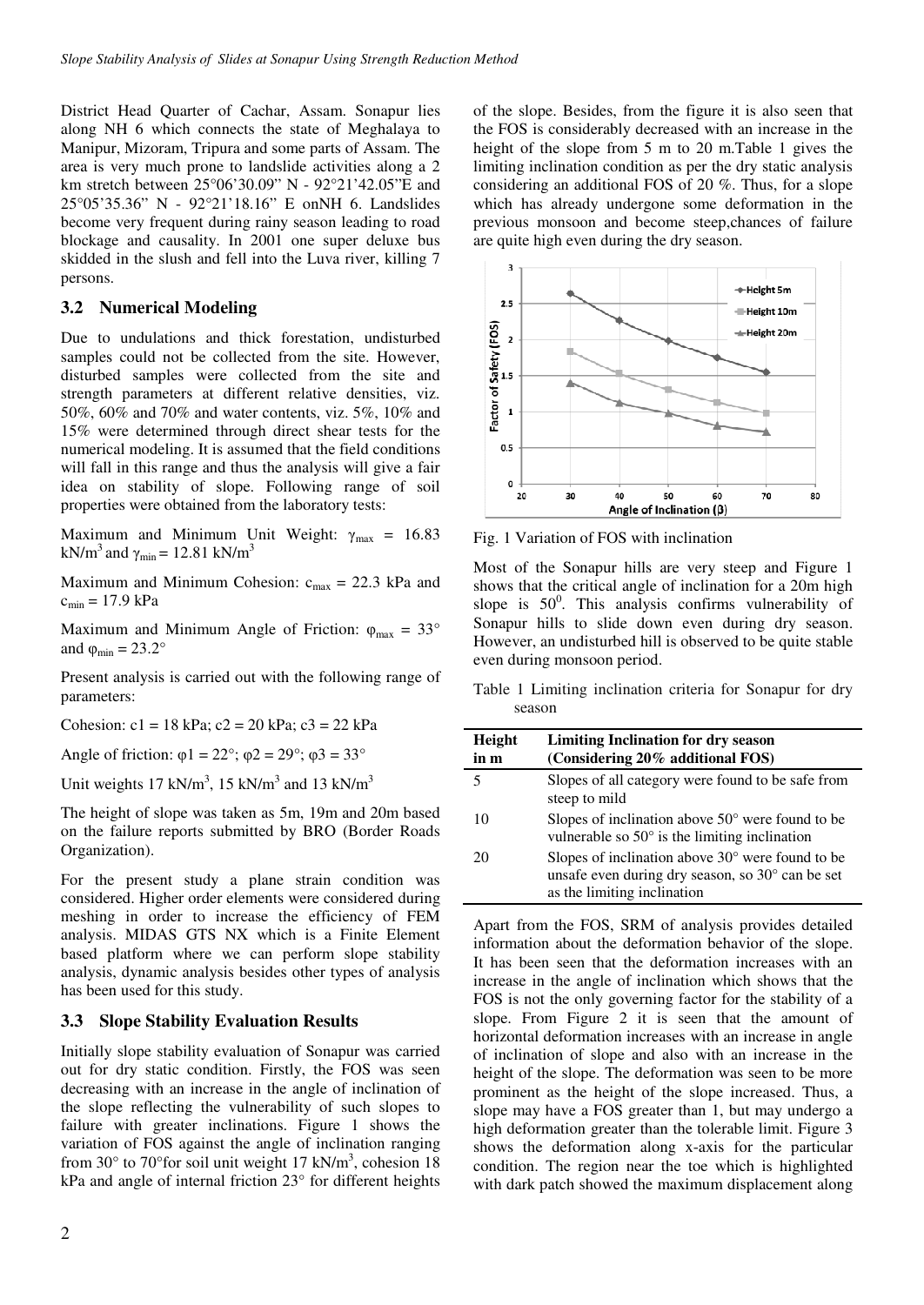District Head Quarter of Cachar, Assam. Sonapur lies along NH 6 which connects the state of Meghalaya to Manipur, Mizoram, Tripura and some parts of Assam. The area is very much prone to landslide activities along a 2 km stretch between 25°06'30.09" N - 92°21'42.05"E and 25°05'35.36" N - 92°21'18.16" E onNH 6. Landslides become very frequent during rainy season leading to road blockage and causality. In 2001 one super deluxe bus skidded in the slush and fell into the Luva river, killing 7 persons.

### 3.2 Numerical Modeling

Due to undulations and thick forestation, undisturbed samples could not be collected from the site. However, disturbed samples were collected from the site and strength parameters at different relative densities, viz. 50%, 60% and 70% and water contents, viz. 5%, 10% and 15% were determined through direct shear tests for the numerical modeling. It is assumed that the field conditions will fall in this range and thus the analysis will give a fair idea on stability of slope. Following range of soil properties were obtained from the laboratory tests:

Maximum and Minimum Unit Weight: $\gamma_{max}$ = 16.83 kN/m$^3$ and $\gamma_{min}$ = 12.81 kN/m$^3$

Maximum and Minimum Cohesion: $c_{max}$ = 22.3 kPa and $c_{min}$ = 17.9 kPa

Maximum and Minimum Angle of Friction: $\varphi_{max}$ = 33° and $\varphi_{min}$ = 23.2°

Present analysis is carried out with the following range of parameters:

Cohesion: c1 = 18 kPa; c2 = 20 kPa; c3 = 22 kPa

Angle of friction: φ1 = 22°; φ2 = 29°; φ3 = 33°

Unit weights 17 kN/m$^3$, 15 kN/m$^3$ and 13 kN/m$^3$

The height of slope was taken as 5m, 19m and 20m based on the failure reports submitted by BRO (Border Roads Organization).

For the present study a plane strain condition was considered. Higher order elements were considered during meshing in order to increase the efficiency of FEM analysis. MIDAS GTS NX which is a Finite Element based platform where we can perform slope stability analysis, dynamic analysis besides other types of analysis has been used for this study.

### 3.3 Slope Stability Evaluation Results

Initially slope stability evaluation of Sonapur was carried out for dry static condition. Firstly, the FOS was seen decreasing with an increase in the angle of inclination of the slope reflecting the vulnerability of such slopes to failure with greater inclinations. Figure 1 shows the variation of FOS against the angle of inclination ranging from 30° to 70°for soil unit weight 17 kN/m$^3$, cohesion 18 kPa and angle of internal friction 23° for different heights of the slope. Besides, from the figure it is also seen that the FOS is considerably decreased with an increase in the height of the slope from 5 m to 20 m.Table 1 gives the limiting inclination condition as per the dry static analysis considering an additional FOS of 20 %. Thus, for a slope which has already undergone some deformation in the previous monsoon and become steep,chances of failure are quite high even during the dry season.

Fig. 1 Variation of FOS with inclination

Most of the Sonapur hills are very steep and Figure 1 shows that the critical angle of inclination for a 20m high slope is 50$^0$. This analysis confirms vulnerability of Sonapur hills to slide down even during dry season. However, an undisturbed hill is observed to be quite stable even during monsoon period.

Table 1 Limiting inclination criteria for Sonapur for dry season

| Height in m | Limiting Inclination for dry season (Considering 20% additional FOS) |
|---|---|
| 5 | Slopes of all category were found to be safe from steep to mild |
| 10 | Slopes of inclination above 50° were found to be vulnerable so 50° is the limiting inclination |
| 20 | Slopes of inclination above 30° were found to be unsafe even during dry season, so 30° can be set as the limiting inclination |

Apart from the FOS, SRM of analysis provides detailed information about the deformation behavior of the slope. It has been seen that the deformation increases with an increase in the angle of inclination which shows that the FOS is not the only governing factor for the stability of a slope. From Figure 2 it is seen that the amount of horizontal deformation increases with an increase in angle of inclination of slope and also with an increase in the height of the slope. The deformation was seen to be more prominent as the height of the slope increased. Thus, a slope may have a FOS greater than 1, but may undergo a high deformation greater than the tolerable limit. Figure 3 shows the deformation along x-axis for the particular condition. The region near the toe which is highlighted with dark patch showed the maximum displacement along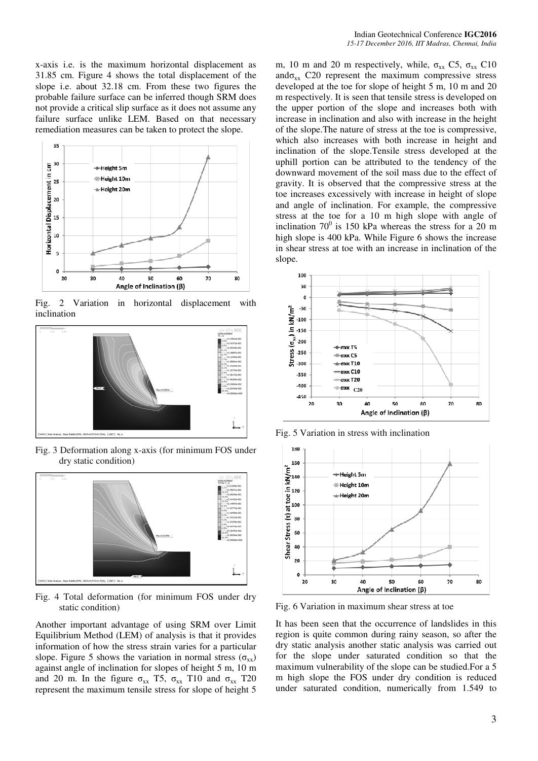x-axis i.e. is the maximum horizontal displacement as 31.85 cm. Figure 4 shows the total displacement of the slope i.e. about 32.18 cm. From these two figures the probable failure surface can be inferred though SRM does not provide a critical slip surface as it does not assume any failure surface unlike LEM. Based on that necessary remediation measures can be taken to protect the slope.

Fig. 2 Variation in horizontal displacement with inclination

Fig. 3 Deformation along x-axis (for minimum FOS under dry static condition)

Fig. 4 Total deformation (for minimum FOS under dry static condition)

Another important advantage of using SRM over Limit Equilibrium Method (LEM) of analysis is that it provides information of how the stress strain varies for a particular slope. Figure 5 shows the variation in normal stress ($\sigma_{xx}$) against angle of inclination for slopes of height 5 m, 10 m and 20 m. In the figure $\sigma_{xx}$ T5, $\sigma_{xx}$ T10 and $\sigma_{xx}$ T20 represent the maximum tensile stress for slope of height 5 m, 10 m and 20 m respectively, while, $\sigma_{xx}$ C5, $\sigma_{xx}$ C10 and $\sigma_{xx}$ C20 represent the maximum compressive stress developed at the toe for slope of height 5 m, 10 m and 20 m respectively. It is seen that tensile stress is developed on the upper portion of the slope and increases both with increase in inclination and also with increase in the height of the slope. The nature of stress at the toe is compressive, which also increases with both increase in height and inclination of the slope. Tensile stress developed at the uphill portion can be attributed to the tendency of the downward movement of the soil mass due to the effect of gravity. It is observed that the compressive stress at the toe increases excessively with increase in height of slope and angle of inclination. For example, the compressive stress at the toe for a 10 m high slope with angle of inclination $70^0$ is 150 kPa whereas the stress for a 20 m high slope is 400 kPa. While Figure 6 shows the increase in shear stress at toe with an increase in inclination of the slope.

Fig. 5 Variation in stress with inclination

Fig. 6 Variation in maximum shear stress at toe

It has been seen that the occurrence of landslides in this region is quite common during rainy season, so after the dry static analysis another static analysis was carried out for the slope under saturated condition so that the maximum vulnerability of the slope can be studied. For a 5 m high slope the FOS under dry condition is reduced under saturated condition, numerically from 1.549 to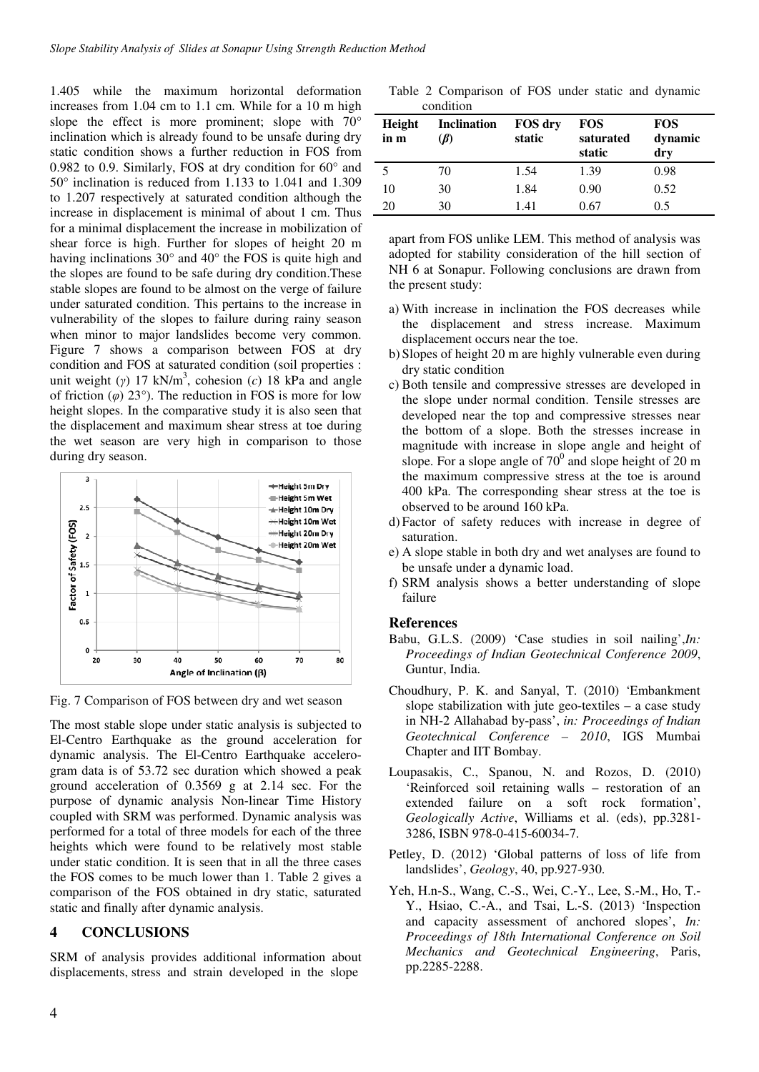1.405 while the maximum horizontal deformation increases from 1.04 cm to 1.1 cm. While for a 10 m high slope the effect is more prominent; slope with 70° inclination which is already found to be unsafe during dry static condition shows a further reduction in FOS from 0.982 to 0.9. Similarly, FOS at dry condition for 60° and 50° inclination is reduced from 1.133 to 1.041 and 1.309 to 1.207 respectively at saturated condition although the increase in displacement is minimal of about 1 cm. Thus for a minimal displacement the increase in mobilization of shear force is high. Further for slopes of height 20 m having inclinations 30° and 40° the FOS is quite high and the slopes are found to be safe during dry condition.These stable slopes are found to be almost on the verge of failure under saturated condition. This pertains to the increase in vulnerability of the slopes to failure during rainy season when minor to major landslides become very common. Figure 7 shows a comparison between FOS at dry condition and FOS at saturated condition (soil properties : unit weight ($\gamma$) 17 kN/m$^3$, cohesion ($c$) 18 kPa and angle of friction ($\varphi$) 23°). The reduction in FOS is more for low height slopes. In the comparative study it is also seen that the displacement and maximum shear stress at toe during the wet season are very high in comparison to those during dry season.

3
2.5
2
1.5
1
0.5
0
Factor of Safety (FOS)
20 30 40 50 60 70 80
Angle of Inclination (β)
Height 5m Dry
Height 5m Wet
Height 10m Dry
Height 10m Wet
Height 20m Dry
Height 20m Wet

Fig. 7 Comparison of FOS between dry and wet season

The most stable slope under static analysis is subjected to El-Centro Earthquake as the ground acceleration for dynamic analysis. The El-Centro Earthquake accelerogram data is of 53.72 sec duration which showed a peak ground acceleration of 0.3569 g at 2.14 sec. For the purpose of dynamic analysis Non-linear Time History coupled with SRM was performed. Dynamic analysis was performed for a total of three models for each of the three heights which were found to be relatively most stable under static condition. It is seen that in all the three cases the FOS comes to be much lower than 1. Table 2 gives a comparison of the FOS obtained in dry static, saturated static and finally after dynamic analysis.

Table 2 Comparison of FOS under static and dynamic condition

| Height in m | Inclination ($\beta$) | FOS dry static | FOS saturated static | FOS dynamic dry |
|---|---|---|---|---|
| 5 | 70 | 1.54 | 1.39 | 0.98 |
| 10 | 30 | 1.84 | 0.90 | 0.52 |
| 20 | 30 | 1.41 | 0.67 | 0.5 |

## 4 CONCLUSIONS

SRM of analysis provides additional information about displacements, stress and strain developed in the slope apart from FOS unlike LEM. This method of analysis was adopted for stability consideration of the hill section of NH 6 at Sonapur. Following conclusions are drawn from the present study:

a) With increase in inclination the FOS decreases while the displacement and stress increase. Maximum displacement occurs near the toe.
b) Slopes of height 20 m are highly vulnerable even during dry static condition
c) Both tensile and compressive stresses are developed in the slope under normal condition. Tensile stresses are developed near the top and compressive stresses near the bottom of a slope. Both the stresses increase in magnitude with increase in slope angle and height of slope. For a slope angle of $70^0$ and slope height of 20 m the maximum compressive stress at the toe is around 400 kPa. The corresponding shear stress at the toe is observed to be around 160 kPa.
d) Factor of safety reduces with increase in degree of saturation.
e) A slope stable in both dry and wet analyses are found to be unsafe under a dynamic load.
f) SRM analysis shows a better understanding of slope failure

### References

Babu, G.L.S. (2009) 'Case studies in soil nailing',*In: Proceedings of Indian Geotechnical Conference 2009*, Guntur, India.

Choudhury, P. K. and Sanyal, T. (2010) 'Embankment slope stabilization with jute geo-textiles – a case study in NH-2 Allahabad by-pass', *in: Proceedings of Indian Geotechnical Conference – 2010*, IGS Mumbai Chapter and IIT Bombay.

Loupasakis, C., Spanou, N. and Rozos, D. (2010) 'Reinforced soil retaining walls – restoration of an extended failure on a soft rock formation', *Geologically Active*, Williams et al. (eds), pp.3281-3286, ISBN 978-0-415-60034-7.

Petley, D. (2012) 'Global patterns of loss of life from landslides', *Geology*, 40, pp.927-930.

Yeh, H.n-S., Wang, C.-S., Wei, C.-Y., Lee, S.-M., Ho, T.-Y., Hsiao, C.-A., and Tsai, L.-S. (2013) 'Inspection and capacity assessment of anchored slopes', *In: Proceedings of 18th International Conference on Soil Mechanics and Geotechnical Engineering*, Paris, pp.2285-2288.